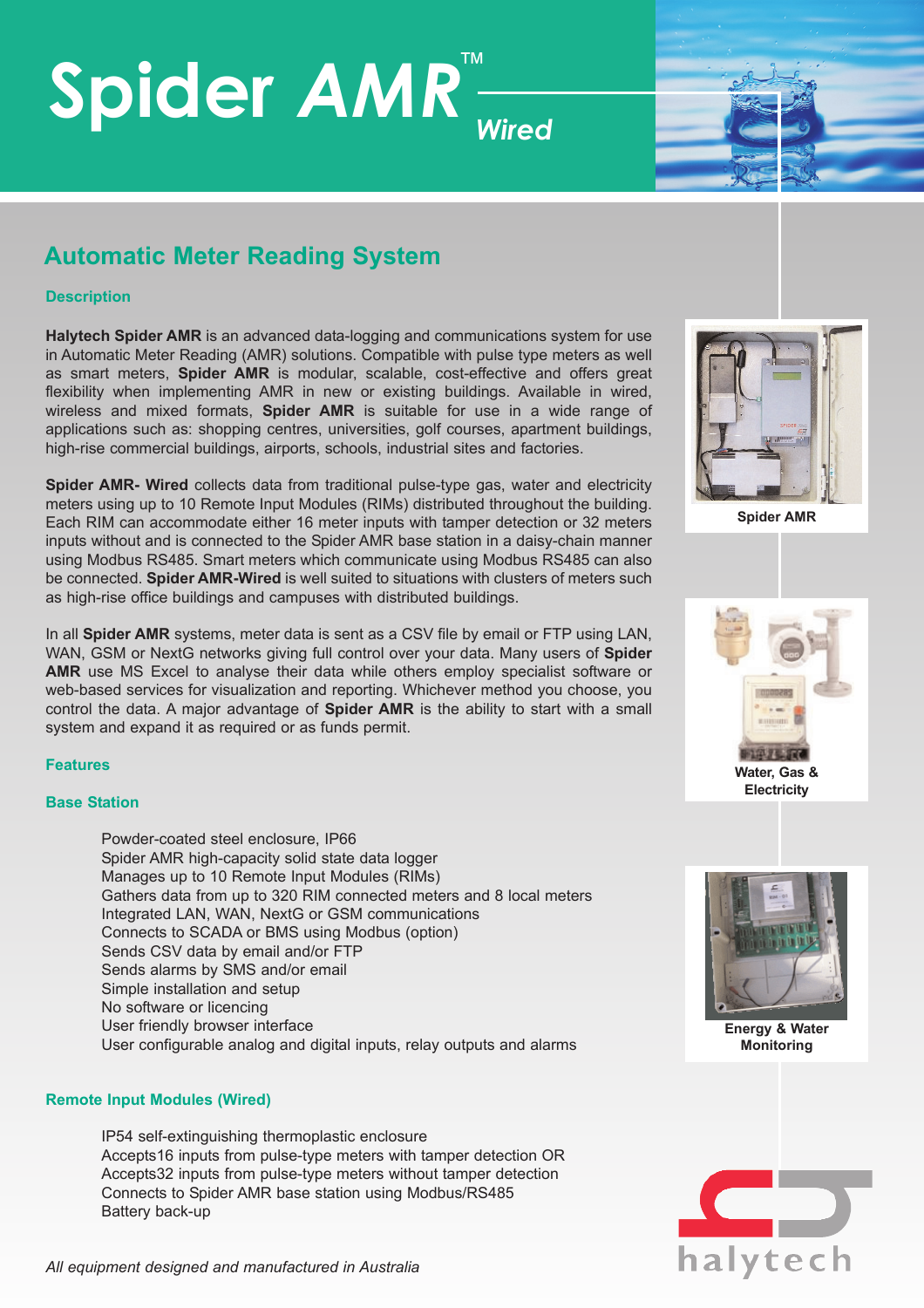# Spider AMR™ *Wired*

## Automatic Meter Reading System

### Description

**Halytech Spider AMR** is an advanced data-logging and communications system for use in Automatic Meter Reading (AMR) solutions. Compatible with pulse type meters as well as smart meters, **Spider AMR** is modular, scalable, cost-effective and offers great flexibility when implementing AMR in new or existing buildings. Available in wired, wireless and mixed formats, **Spider AMR** is suitable for use in a wide range of applications such as: shopping centres, universities, golf courses, apartment buildings, high-rise commercial buildings, airports, schools, industrial sites and factories.

**Spider AMR- Wired** collects data from traditional pulse-type gas, water and electricity meters using up to 10 Remote Input Modules (RIMs) distributed throughout the building. Each RIM can accommodate either 16 meter inputs with tamper detection or 32 meters inputs without and is connected to the Spider AMR base station in a daisy-chain manner using Modbus RS485. Smart meters which communicate using Modbus RS485 can also be connected. **Spider AMR-Wired** is well suited to situations with clusters of meters such as high-rise office buildings and campuses with distributed buildings.

In all **Spider AMR** systems, meter data is sent as a CSV file by email or FTP using LAN, WAN, GSM or NextG networks giving full control over your data. Many users of **Spider AMR** use MS Excel to analyse their data while others employ specialist software or web-based services for visualization and reporting. Whichever method you choose, you control the data. A major advantage of **Spider AMR** is the ability to start with a small system and expand it as required or as funds permit.

Spider AMR

Water, Gas & Electricity

Energy & Water Monitoring

### Features

### Base Station

- Powder-coated steel enclosure, IP66
- Spider AMR high-capacity solid state data logger
- Manages up to 10 Remote Input Modules (RIMs)
- Gathers data from up to 320 RIM connected meters and 8 local meters
- Integrated LAN, WAN, NextG or GSM communications
- Connects to SCADA or BMS using Modbus (option)
- Sends CSV data by email and/or FTP
- Sends alarms by SMS and/or email
- Simple installation and setup
- No software or licencing
- User friendly browser interface
- User configurable analog and digital inputs, relay outputs and alarms

### Remote Input Modules (Wired)

- IP54 self-extinguishing thermoplastic enclosure
- Accepts16 inputs from pulse-type meters with tamper detection OR
- Accepts32 inputs from pulse-type meters without tamper detection
- Connects to Spider AMR base station using Modbus/RS485
- Battery back-up

*All equipment designed and manufactured in Australia*

halytech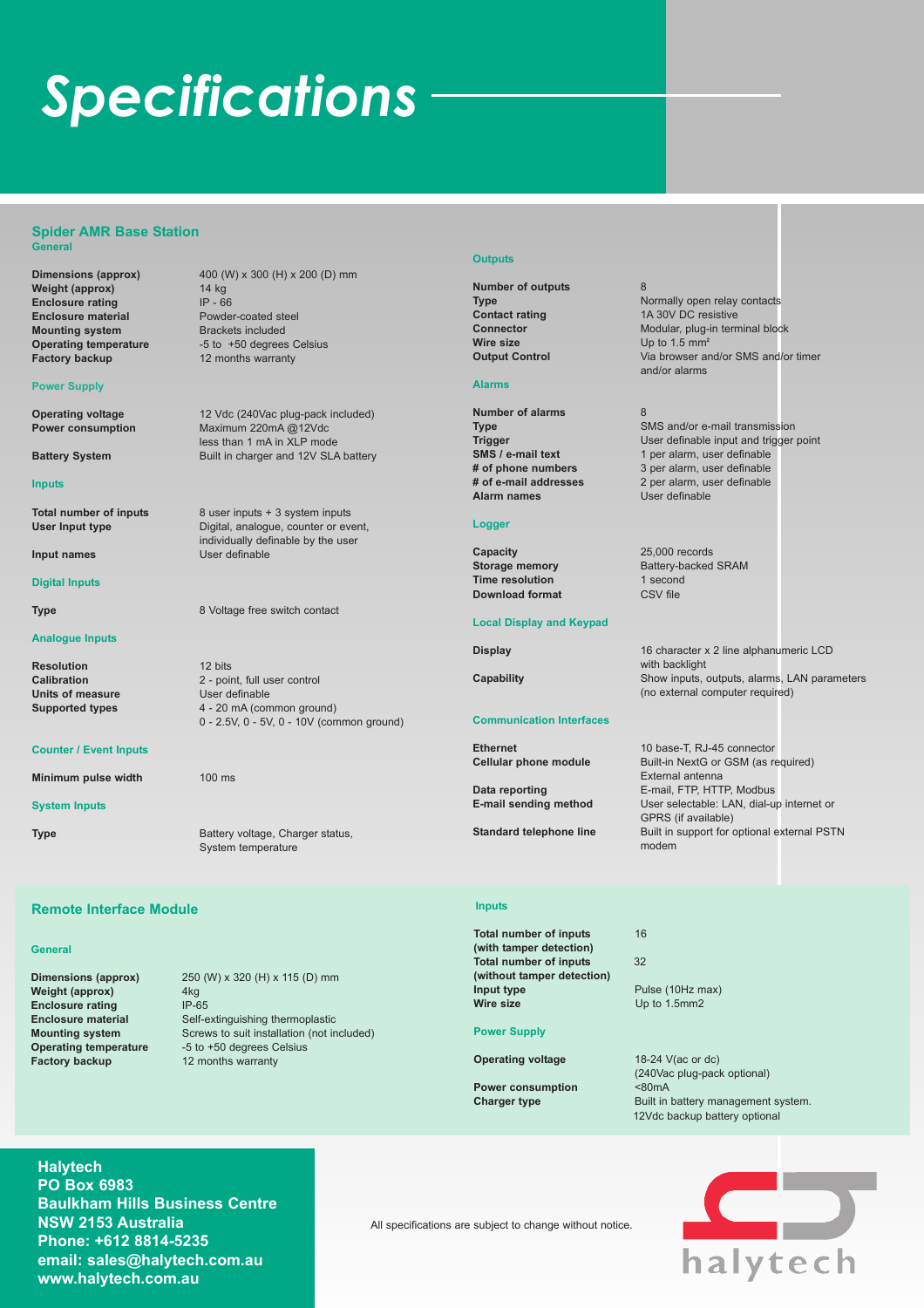# Specifications

## Spider AMR Base Station

### General

| | |
|---|---|
| **Dimensions (approx)** | 400 (W) x 300 (H) x 200 (D) mm |
| **Weight (approx)** | 14 kg |
| **Enclosure rating** | IP - 66 |
| **Enclosure material** | Powder-coated steel |
| **Mounting system** | Brackets included |
| **Operating temperature** | -5 to +50 degrees Celsius |
| **Factory backup** | 12 months warranty |

### Power Supply

| | |
|---|---|
| **Operating voltage** | 12 Vdc (240Vac plug-pack included) |
| **Power consumption** | Maximum 220mA @12Vdc less than 1 mA in XLP mode |
| **Battery System** | Built in charger and 12V SLA battery |

### Inputs

| | |
|---|---|
| **Total number of inputs** | 8 user inputs + 3 system inputs |
| **User Input type** | Digital, analogue, counter or event, individually definable by the user |
| **Input names** | User definable |

### Digital Inputs

| | |
|---|---|
| **Type** | 8 Voltage free switch contact |

### Analogue Inputs

| | |
|---|---|
| **Resolution** | 12 bits |
| **Calibration** | 2 - point, full user control |
| **Units of measure** | User definable |
| **Supported types** | 4 - 20 mA (common ground)<br>0 - 2.5V, 0 - 5V, 0 - 10V (common ground) |

### Counter / Event Inputs

| | |
|---|---|
| **Minimum pulse width** | 100 ms |

### System Inputs

| | |
|---|---|
| **Type** | Battery voltage, Charger status, System temperature |

### Outputs

| | |
|---|---|
| **Number of outputs** | 8 |
| **Type** | Normally open relay contacts |
| **Contact rating** | 1A 30V DC resistive |
| **Connector** | Modular, plug-in terminal block |
| **Wire size** | Up to 1.5 mm² |
| **Output Control** | Via browser and/or SMS and/or timer and/or alarms |

### Alarms

| | |
|---|---|
| **Number of alarms** | 8 |
| **Type** | SMS and/or e-mail transmission |
| **Trigger** | User definable input and trigger point |
| **SMS / e-mail text** | 1 per alarm, user definable |
| **# of phone numbers** | 3 per alarm, user definable |
| **# of e-mail addresses** | 2 per alarm, user definable |
| **Alarm names** | User definable |

### Logger

| | |
|---|---|
| **Capacity** | 25,000 records |
| **Storage memory** | Battery-backed SRAM |
| **Time resolution** | 1 second |
| **Download format** | CSV file |

### Local Display and Keypad

| | |
|---|---|
| **Display** | 16 character x 2 line alphanumeric LCD with backlight |
| **Capability** | Show inputs, outputs, alarms, LAN parameters (no external computer required) |

### Communication Interfaces

| | |
|---|---|
| **Ethernet** | 10 base-T, RJ-45 connector |
| **Cellular phone module** | Built-in NextG or GSM (as required)<br>External antenna |
| **Data reporting** | E-mail, FTP, HTTP, Modbus |
| **E-mail sending method** | User selectable: LAN, dial-up internet or GPRS (if available) |
| **Standard telephone line** | Built in support for optional external PSTN modem |

## Remote Interface Module

### General

| | |
|---|---|
| **Dimensions (approx)** | 250 (W) x 320 (H) x 115 (D) mm |
| **Weight (approx)** | 4kg |
| **Enclosure rating** | IP-65 |
| **Enclosure material** | Self-extinguishing thermoplastic |
| **Mounting system** | Screws to suit installation (not included) |
| **Operating temperature** | -5 to +50 degrees Celsius |
| **Factory backup** | 12 months warranty |

### Inputs

| | |
|---|---|
| **Total number of inputs (with tamper detection)** | 16 |
| **Total number of inputs (without tamper detection)** | 32 |
| **Input type** | Pulse (10Hz max) |
| **Wire size** | Up to 1.5mm2 |

### Power Supply

| | |
|---|---|
| **Operating voltage** | 18-24 V(ac or dc)<br>(240Vac plug-pack optional) |
| **Power consumption** | <80mA |
| **Charger type** | Built in battery management system.<br>12Vdc backup battery optional |

**Halytech**
**PO Box 6983**
**Baulkham Hills Business Centre**
**NSW 2153 Australia**
**Phone: +612 8814-5235**
**email: sales@halytech.com.au**
**www.halytech.com.au**

All specifications are subject to change without notice.

halytech